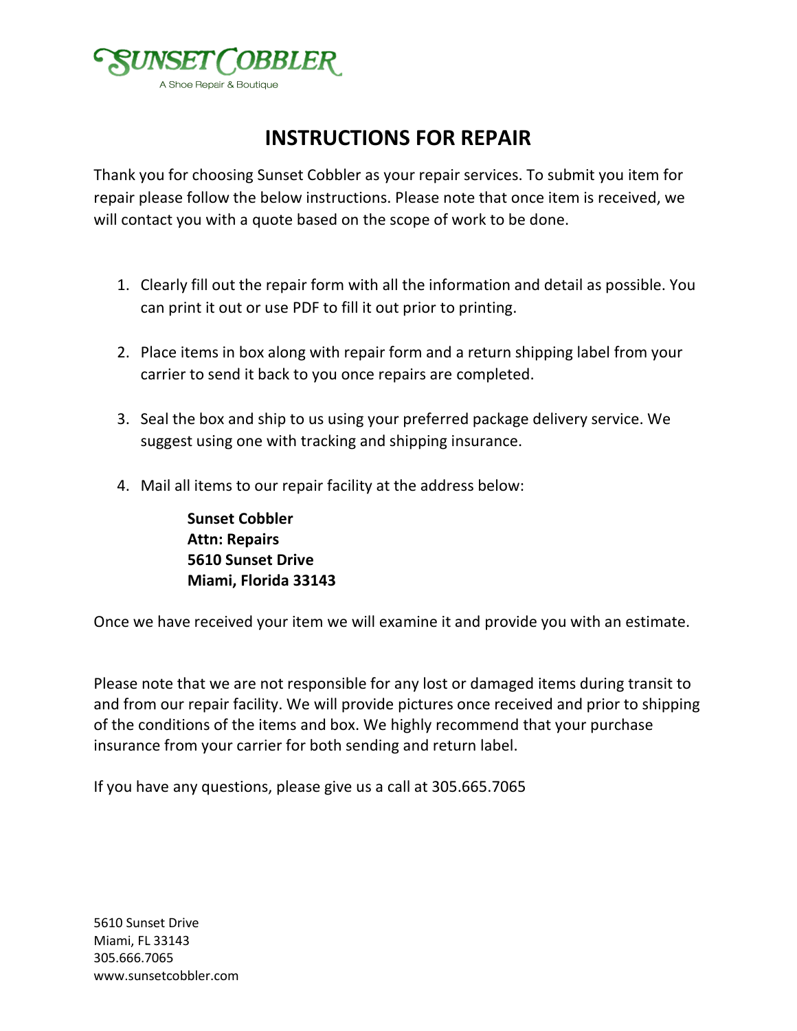**SUNSET COBBLER**
A Shoe Repair & Boutique

# INSTRUCTIONS FOR REPAIR

Thank you for choosing Sunset Cobbler as your repair services. To submit you item for repair please follow the below instructions. Please note that once item is received, we will contact you with a quote based on the scope of work to be done.

1. Clearly fill out the repair form with all the information and detail as possible. You can print it out or use PDF to fill it out prior to printing.

2. Place items in box along with repair form and a return shipping label from your carrier to send it back to you once repairs are completed.

3. Seal the box and ship to us using your preferred package delivery service. We suggest using one with tracking and shipping insurance.

4. Mail all items to our repair facility at the address below:

   **Sunset Cobbler**
   **Attn: Repairs**
   **5610 Sunset Drive**
   **Miami, Florida 33143**

Once we have received your item we will examine it and provide you with an estimate.

Please note that we are not responsible for any lost or damaged items during transit to and from our repair facility. We will provide pictures once received and prior to shipping of the conditions of the items and box. We highly recommend that your purchase insurance from your carrier for both sending and return label.

If you have any questions, please give us a call at 305.665.7065

5610 Sunset Drive
Miami, FL 33143
305.666.7065
www.sunsetcobbler.com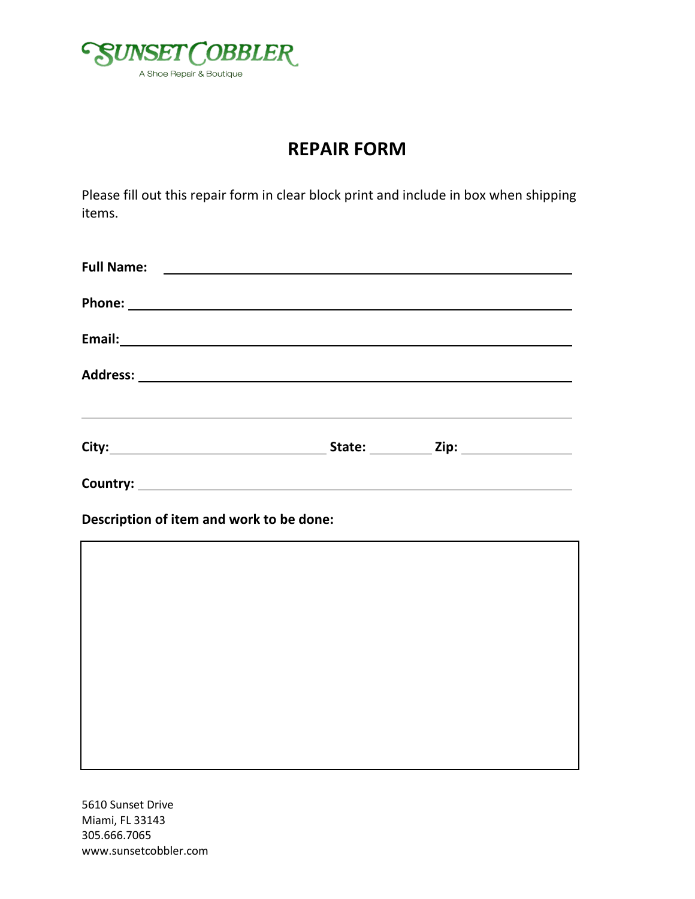SUNSET COBBLER

A Shoe Repair & Boutique

# REPAIR FORM

Please fill out this repair form in clear block print and include in box when shipping items.

**Full Name:** \_\_\_\_\_\_\_\_\_\_\_\_\_\_\_\_\_\_\_\_\_\_\_\_\_\_\_\_\_\_\_\_\_\_\_\_\_\_\_\_

**Phone:** \_\_\_\_\_\_\_\_\_\_\_\_\_\_\_\_\_\_\_\_\_\_\_\_\_\_\_\_\_\_\_\_\_\_\_\_\_\_\_\_

**Email:** \_\_\_\_\_\_\_\_\_\_\_\_\_\_\_\_\_\_\_\_\_\_\_\_\_\_\_\_\_\_\_\_\_\_\_\_\_\_\_\_

**Address:** \_\_\_\_\_\_\_\_\_\_\_\_\_\_\_\_\_\_\_\_\_\_\_\_\_\_\_\_\_\_\_\_\_\_\_\_\_\_\_\_

\_\_\_\_\_\_\_\_\_\_\_\_\_\_\_\_\_\_\_\_\_\_\_\_\_\_\_\_\_\_\_\_\_\_\_\_\_\_\_\_\_\_\_\_\_\_\_\_

**City:** \_\_\_\_\_\_\_\_\_\_\_\_\_\_\_\_\_\_\_\_ **State:** \_\_\_\_\_\_\_\_ **Zip:** \_\_\_\_\_\_\_\_\_\_

**Country:** \_\_\_\_\_\_\_\_\_\_\_\_\_\_\_\_\_\_\_\_\_\_\_\_\_\_\_\_\_\_\_\_\_\_\_\_\_\_\_\_

**Description of item and work to be done:**

| |
|---|
| |

5610 Sunset Drive
Miami, FL 33143
305.666.7065
www.sunsetcobbler.com